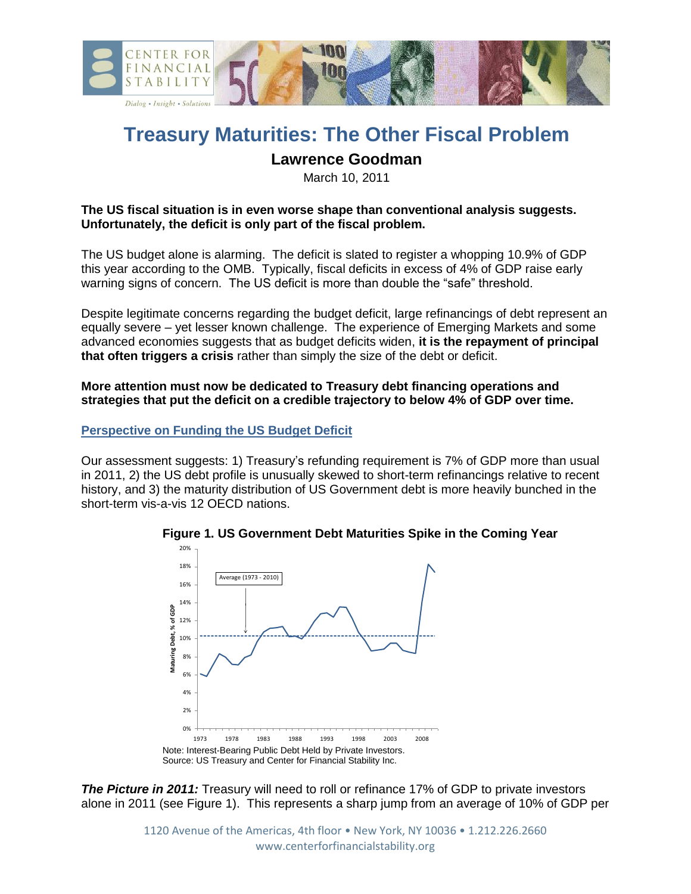# Treasury Maturities: The Other Fiscal Problem

## Lawrence Goodman

March 10, 2011

**The US fiscal situation is in even worse shape than conventional analysis suggests. Unfortunately, the deficit is only part of the fiscal problem.**

The US budget alone is alarming. The deficit is slated to register a whopping 10.9% of GDP this year according to the OMB. Typically, fiscal deficits in excess of 4% of GDP raise early warning signs of concern. The US deficit is more than double the "safe" threshold.

Despite legitimate concerns regarding the budget deficit, large refinancings of debt represent an equally severe – yet lesser known challenge. The experience of Emerging Markets and some advanced economies suggests that as budget deficits widen, **it is the repayment of principal that often triggers a crisis** rather than simply the size of the debt or deficit.

**More attention must now be dedicated to Treasury debt financing operations and strategies that put the deficit on a credible trajectory to below 4% of GDP over time.**

### Perspective on Funding the US Budget Deficit

Our assessment suggests: 1) Treasury's refunding requirement is 7% of GDP more than usual in 2011, 2) the US debt profile is unusually skewed to short-term refinancings relative to recent history, and 3) the maturity distribution of US Government debt is more heavily bunched in the short-term vis-a-vis 12 OECD nations.

**Figure 1. US Government Debt Maturities Spike in the Coming Year**

Note: Interest-Bearing Public Debt Held by Private Investors.
Source: US Treasury and Center for Financial Stability Inc.

***The Picture in 2011:*** Treasury will need to roll or refinance 17% of GDP to private investors alone in 2011 (see Figure 1). This represents a sharp jump from an average of 10% of GDP per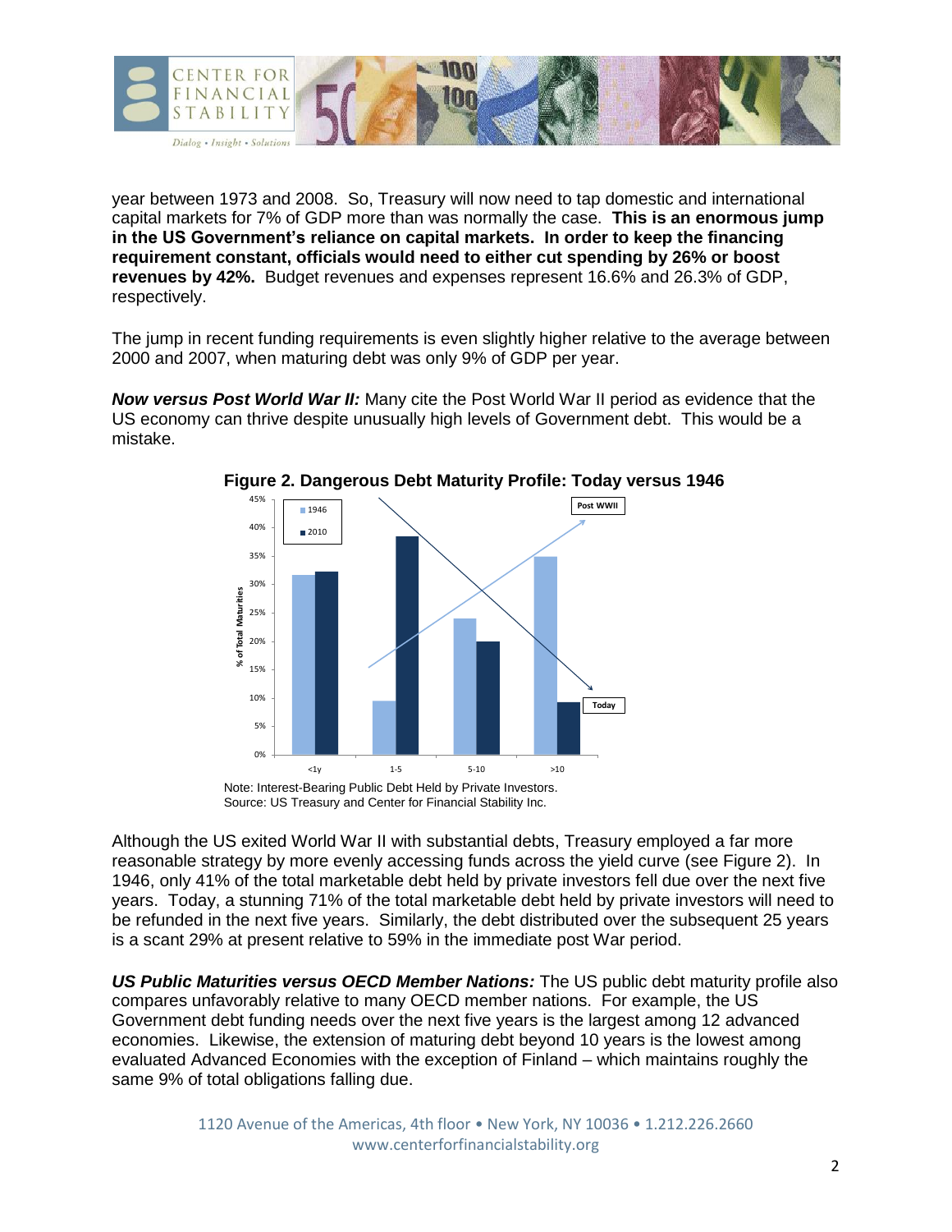year between 1973 and 2008. So, Treasury will now need to tap domestic and international capital markets for 7% of GDP more than was normally the case. **This is an enormous jump in the US Government's reliance on capital markets. In order to keep the financing requirement constant, officials would need to either cut spending by 26% or boost revenues by 42%.** Budget revenues and expenses represent 16.6% and 26.3% of GDP, respectively.

The jump in recent funding requirements is even slightly higher relative to the average between 2000 and 2007, when maturing debt was only 9% of GDP per year.

***Now versus Post World War II:*** Many cite the Post World War II period as evidence that the US economy can thrive despite unusually high levels of Government debt. This would be a mistake.

**Figure 2. Dangerous Debt Maturity Profile: Today versus 1946**

Note: Interest-Bearing Public Debt Held by Private Investors.
Source: US Treasury and Center for Financial Stability Inc.

Although the US exited World War II with substantial debts, Treasury employed a far more reasonable strategy by more evenly accessing funds across the yield curve (see Figure 2). In 1946, only 41% of the total marketable debt held by private investors fell due over the next five years. Today, a stunning 71% of the total marketable debt held by private investors will need to be refunded in the next five years. Similarly, the debt distributed over the subsequent 25 years is a scant 29% at present relative to 59% in the immediate post War period.

***US Public Maturities versus OECD Member Nations:*** The US public debt maturity profile also compares unfavorably relative to many OECD member nations. For example, the US Government debt funding needs over the next five years is the largest among 12 advanced economies. Likewise, the extension of maturing debt beyond 10 years is the lowest among evaluated Advanced Economies with the exception of Finland – which maintains roughly the same 9% of total obligations falling due.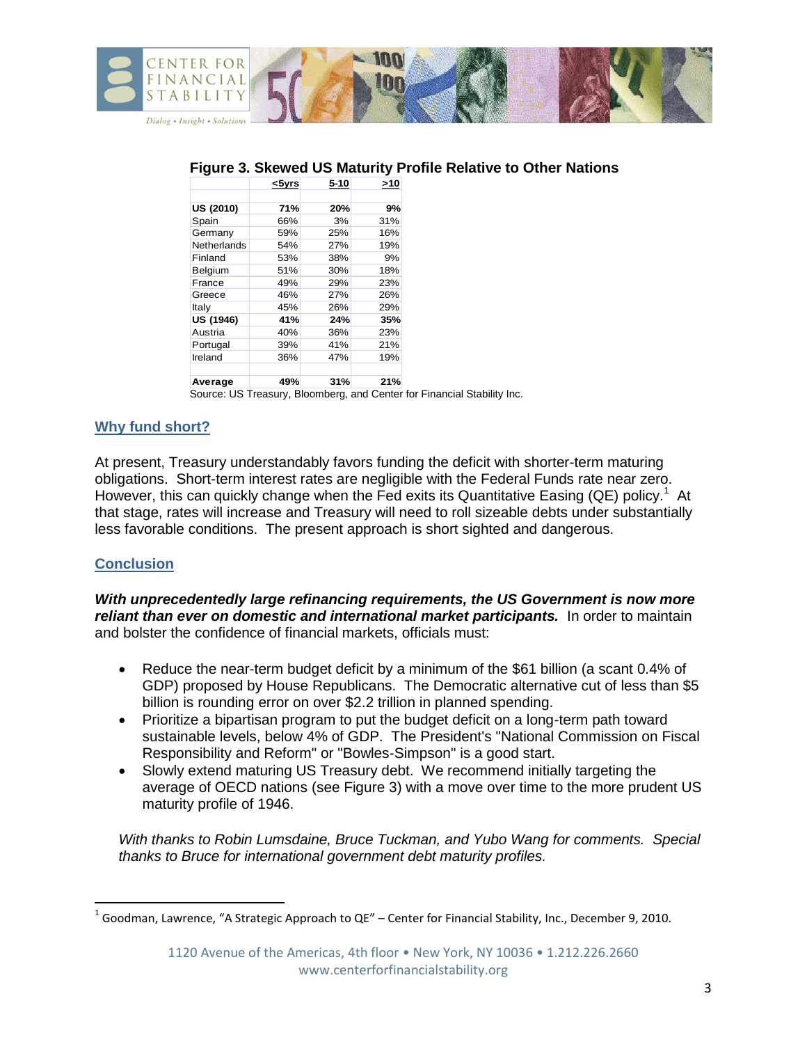**Figure 3. Skewed US Maturity Profile Relative to Other Nations**

| | <5yrs | 5-10 | >10 |
|---|---|---|---|
| **US (2010)** | **71%** | **20%** | **9%** |
| Spain | 66% | 3% | 31% |
| Germany | 59% | 25% | 16% |
| Netherlands | 54% | 27% | 19% |
| Finland | 53% | 38% | 9% |
| Belgium | 51% | 30% | 18% |
| France | 49% | 29% | 23% |
| Greece | 46% | 27% | 26% |
| Italy | 45% | 26% | 29% |
| **US (1946)** | **41%** | **24%** | **35%** |
| Austria | 40% | 36% | 23% |
| Portugal | 39% | 41% | 21% |
| Ireland | 36% | 47% | 19% |
| **Average** | **49%** | **31%** | **21%** |

Source: US Treasury, Bloomberg, and Center for Financial Stability Inc.

## Why fund short?

At present, Treasury understandably favors funding the deficit with shorter-term maturing obligations. Short-term interest rates are negligible with the Federal Funds rate near zero. However, this can quickly change when the Fed exits its Quantitative Easing (QE) policy.[1] At that stage, rates will increase and Treasury will need to roll sizeable debts under substantially less favorable conditions. The present approach is short sighted and dangerous.

## Conclusion

***With unprecedentedly large refinancing requirements, the US Government is now more reliant than ever on domestic and international market participants.*** In order to maintain and bolster the confidence of financial markets, officials must:

- Reduce the near-term budget deficit by a minimum of the $61 billion (a scant 0.4% of GDP) proposed by House Republicans. The Democratic alternative cut of less than $5 billion is rounding error on over $2.2 trillion in planned spending.
- Prioritize a bipartisan program to put the budget deficit on a long-term path toward sustainable levels, below 4% of GDP. The President's "National Commission on Fiscal Responsibility and Reform" or "Bowles-Simpson" is a good start.
- Slowly extend maturing US Treasury debt. We recommend initially targeting the average of OECD nations (see Figure 3) with a move over time to the more prudent US maturity profile of 1946.

*With thanks to Robin Lumsdaine, Bruce Tuckman, and Yubo Wang for comments. Special thanks to Bruce for international government debt maturity profiles.*

---

[1] Goodman, Lawrence, "A Strategic Approach to QE" – Center for Financial Stability, Inc., December 9, 2010.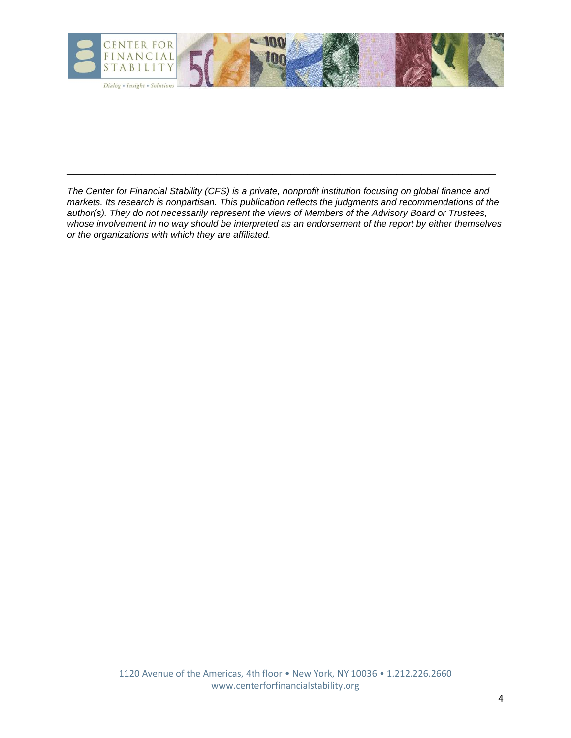---

*The Center for Financial Stability (CFS) is a private, nonprofit institution focusing on global finance and markets. Its research is nonpartisan. This publication reflects the judgments and recommendations of the author(s). They do not necessarily represent the views of Members of the Advisory Board or Trustees, whose involvement in no way should be interpreted as an endorsement of the report by either themselves or the organizations with which they are affiliated.*